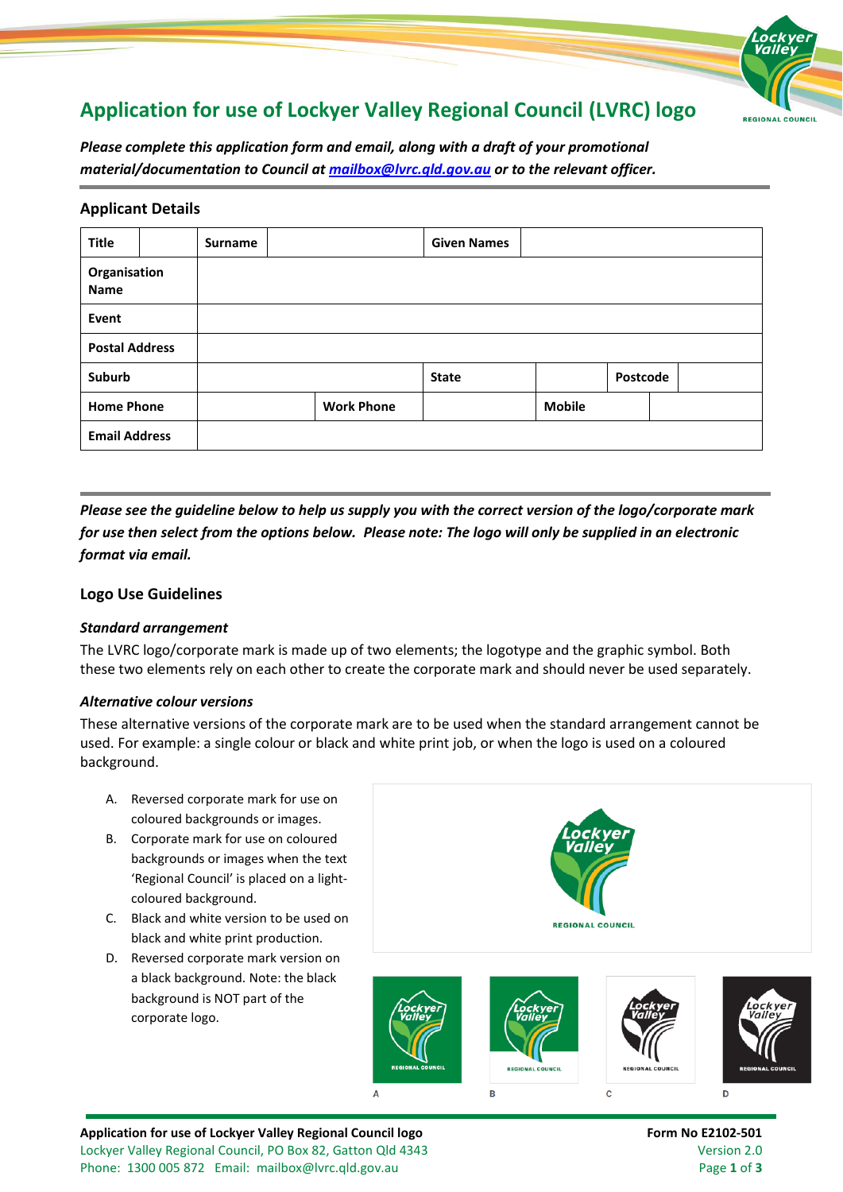# Application for use of Lockyer Valley Regional Council (LVRC) logo

***Please complete this application form and email, along with a draft of your promotional material/documentation to Council at [mailbox@lvrc.qld.gov.au](mailto:mailbox@lvrc.qld.gov.au) or to the relevant officer.***

## Applicant Details

| **Title** | | **Surname** | | **Given Names** | |
|---|---|---|---|---|---|
| **Organisation Name** | | | | | |
| **Event** | | | | | |
| **Postal Address** | | | | | |
| **Suburb** | | **State** | | **Postcode** | |
| **Home Phone** | | **Work Phone** | | **Mobile** | |
| **Email Address** | | | | | |

***Please see the guideline below to help us supply you with the correct version of the logo/corporate mark for use then select from the options below. Please note: The logo will only be supplied in an electronic format via email.***

## Logo Use Guidelines

### *Standard arrangement*

The LVRC logo/corporate mark is made up of two elements; the logotype and the graphic symbol. Both these two elements rely on each other to create the corporate mark and should never be used separately.

### *Alternative colour versions*

These alternative versions of the corporate mark are to be used when the standard arrangement cannot be used. For example: a single colour or black and white print job, or when the logo is used on a coloured background.

A. Reversed corporate mark for use on coloured backgrounds or images.
B. Corporate mark for use on coloured backgrounds or images when the text 'Regional Council' is placed on a light-coloured background.
C. Black and white version to be used on black and white print production.
D. Reversed corporate mark version on a black background. Note: the black background is NOT part of the corporate logo.

A B C D

**Application for use of Lockyer Valley Regional Council logo** — **Form No E2102-501**
Lockyer Valley Regional Council, PO Box 82, Gatton Qld 4343 — Version 2.0
Phone: 1300 005 872 Email: mailbox@lvrc.qld.gov.au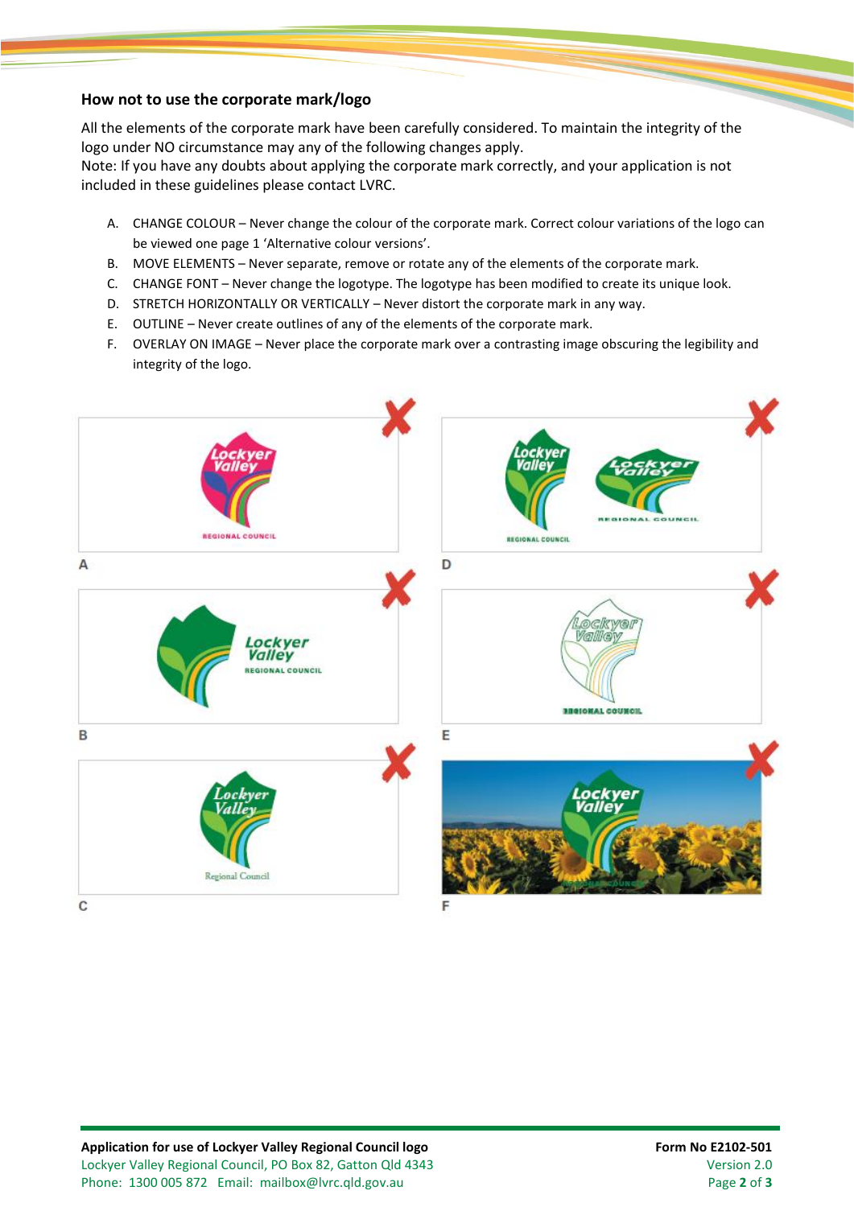## How not to use the corporate mark/logo

All the elements of the corporate mark have been carefully considered. To maintain the integrity of the logo under NO circumstance may any of the following changes apply.
Note: If you have any doubts about applying the corporate mark correctly, and your application is not included in these guidelines please contact LVRC.

A. CHANGE COLOUR – Never change the colour of the corporate mark. Correct colour variations of the logo can be viewed one page 1 'Alternative colour versions'.
B. MOVE ELEMENTS – Never separate, remove or rotate any of the elements of the corporate mark.
C. CHANGE FONT – Never change the logotype. The logotype has been modified to create its unique look.
D. STRETCH HORIZONTALLY OR VERTICALLY – Never distort the corporate mark in any way.
E. OUTLINE – Never create outlines of any of the elements of the corporate mark.
F. OVERLAY ON IMAGE – Never place the corporate mark over a contrasting image obscuring the legibility and integrity of the logo.

A

D

B

E

C

F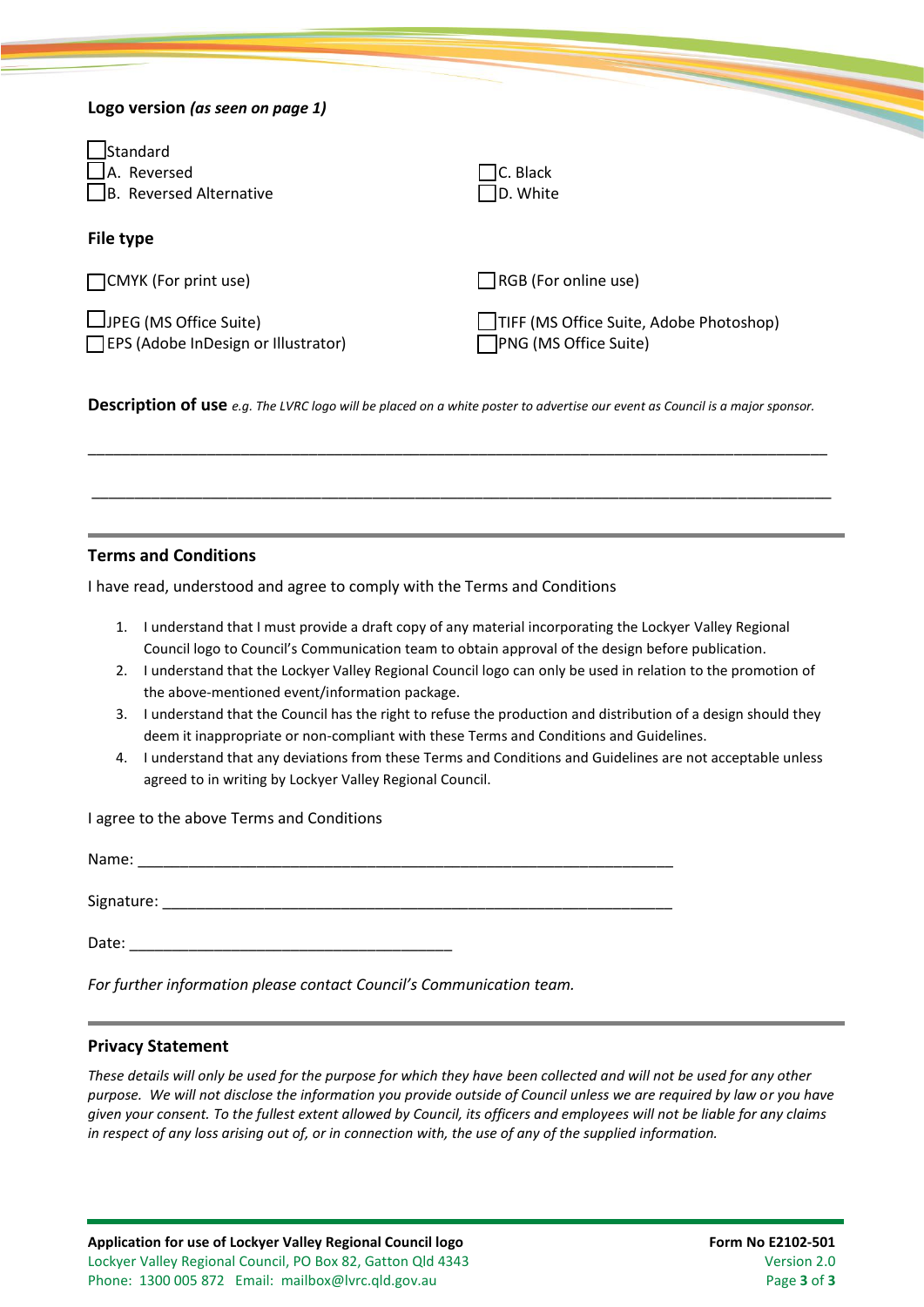**Logo version** ***(as seen on page 1)***

- ☐ Standard
- ☐ A. Reversed
- ☐ B. Reversed Alternative
- ☐ C. Black
- ☐ D. White

**File type**

- ☐ CMYK (For print use)
- ☐ RGB (For online use)
- ☐ JPEG (MS Office Suite)
- ☐ EPS (Adobe InDesign or Illustrator)
- ☐ TIFF (MS Office Suite, Adobe Photoshop)
- ☐ PNG (MS Office Suite)

**Description of use** *e.g. The LVRC logo will be placed on a white poster to advertise our event as Council is a major sponsor.*

______________________________________________________________________________

______________________________________________________________________________

---

## Terms and Conditions

I have read, understood and agree to comply with the Terms and Conditions

1. I understand that I must provide a draft copy of any material incorporating the Lockyer Valley Regional Council logo to Council's Communication team to obtain approval of the design before publication.
2. I understand that the Lockyer Valley Regional Council logo can only be used in relation to the promotion of the above-mentioned event/information package.
3. I understand that the Council has the right to refuse the production and distribution of a design should they deem it inappropriate or non-compliant with these Terms and Conditions and Guidelines.
4. I understand that any deviations from these Terms and Conditions and Guidelines are not acceptable unless agreed to in writing by Lockyer Valley Regional Council.

I agree to the above Terms and Conditions

Name: ____________________________________________________________

Signature: _________________________________________________________

Date: ____________________________________

*For further information please contact Council's Communication team.*

---

## Privacy Statement

*These details will only be used for the purpose for which they have been collected and will not be used for any other purpose. We will not disclose the information you provide outside of Council unless we are required by law or you have given your consent. To the fullest extent allowed by Council, its officers and employees will not be liable for any claims in respect of any loss arising out of, or in connection with, the use of any of the supplied information.*